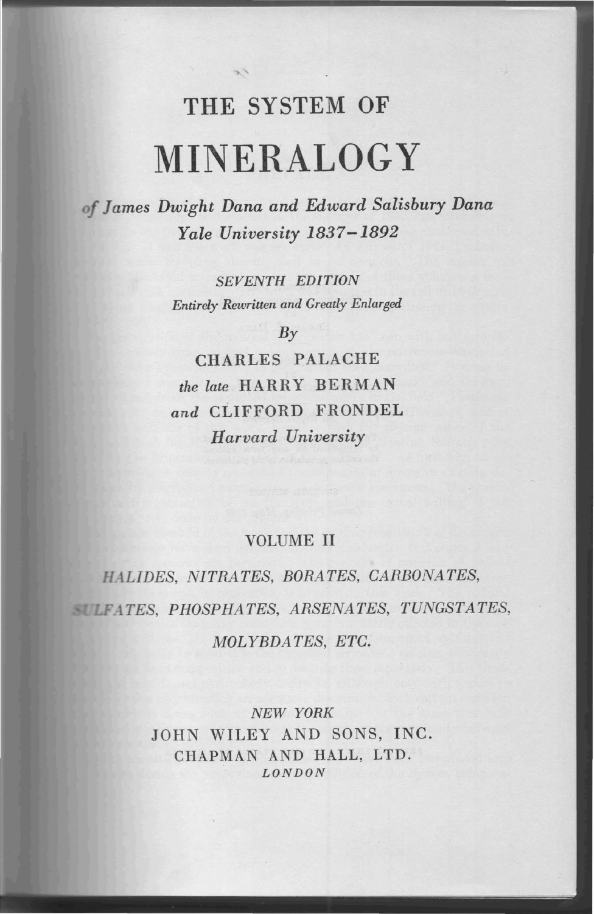# THE SYSTEM OF

# MINERALOGY

*of James Dwight Dana and Edward Salisbury Dana*
*Yale University 1837–1892*

*SEVENTH EDITION*

*Entirely Rewritten and Greatly Enlarged*

*By*

CHARLES PALACHE

*the late* HARRY BERMAN

*and* CLIFFORD FRONDEL

*Harvard University*

VOLUME II

*HALIDES, NITRATES, BORATES, CARBONATES,*
*SULFATES, PHOSPHATES, ARSENATES, TUNGSTATES,*
*MOLYBDATES, ETC.*

*NEW YORK*

JOHN WILEY AND SONS, INC.

CHAPMAN AND HALL, LTD.

*LONDON*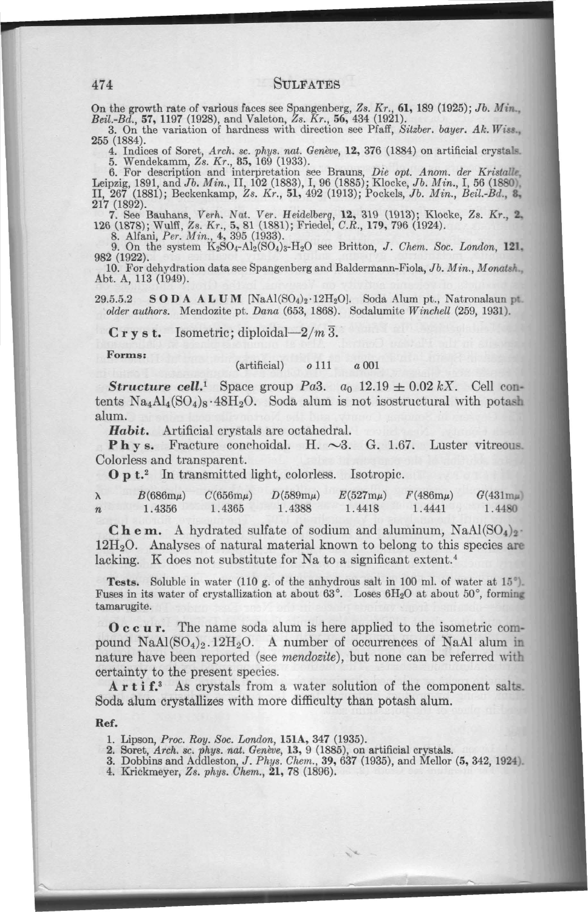On the growth rate of various faces see Spangenberg, *Zs. Kr.*, **61**, 189 (1925); *Jb. Min., Beil.-Bd.*, **57**, 1197 (1928), and Valeton, *Zs. Kr.*, **56**, 434 (1921).

3. On the variation of hardness with direction see Pfaff, *Sitzber. bayer. Ak. Wiss.*, 255 (1884).
4. Indices of Soret, *Arch. sc. phys. nat. Genève*, **12**, 376 (1884) on artificial crystals.
5. Wendekamm, *Zs. Kr.*, **85**, 169 (1933).
6. For description and interpretation see Brauns, *Die opt. Anom. der Kristalle*, Leipzig, 1891, and *Jb. Min.*, II, 102 (1883), I, 96 (1885); Klocke, *Jb. Min.*, I, 56 (1880), II, 267 (1881); Beckenkamp, *Zs. Kr.*, **51**, 492 (1913); Pockels, *Jb. Min., Beil.-Bd.*, **8**, 217 (1892).
7. See Bauhans, *Verh. Nat. Ver. Heidelberg*, **12**, 319 (1913); Klocke, *Zs. Kr.*, **2**, 126 (1878); Wulff, *Zs. Kr.*, **5**, 81 (1881); Friedel, *C.R.*, **179**, 796 (1924).
8. Alfani, *Per. Min.*, **4**, 395 (1933).
9. On the system $K_2SO_4$-$Al_2(SO_4)_3$-$H_2O$ see Britton, *J. Chem. Soc. London*, **121**, 982 (1922).
10. For dehydration data see Spangenberg and Baldermann-Fiola, *Jb. Min., Monatsh.*, Abt. A, 113 (1949).

29.5.5.2 **SODA ALUM** [$NaAl(SO_4)_2 \cdot 12H_2O$]. Soda Alum pt., Natronalaun pt. *older authors*. Mendozite pt. *Dana* (653, 1868). Sodalumite *Winchell* (259, 1931).

**Cryst.** Isometric; diploidal—$2/m\ \bar{3}$.

**Forms:**

(artificial) *o* 111 *a* 001

***Structure cell.***[1] Space group *Pa*3. $a_0$ 12.19 ± 0.02 *kX*. Cell contents $Na_4Al_4(SO_4)_8 \cdot 48H_2O$. Soda alum is not isostructural with potash alum.

***Habit.*** Artificial crystals are octahedral.

**Phys.** Fracture conchoidal. H. ~3. G. 1.67. Luster vitreous. Colorless and transparent.

**Opt.**[2] In transmitted light, colorless. Isotropic.

| λ | B(686mμ) | C(656mμ) | D(589mμ) | E(527mμ) | F(486mμ) | G(431mμ) |
|---|---|---|---|---|---|---|
| n | 1.4356 | 1.4365 | 1.4388 | 1.4418 | 1.4441 | 1.4480 |

**Chem.** A hydrated sulfate of sodium and aluminum, $NaAl(SO_4)_2 \cdot 12H_2O$. Analyses of natural material known to belong to this species are lacking. K does not substitute for Na to a significant extent.[4]

**Tests.** Soluble in water (110 g. of the anhydrous salt in 100 ml. of water at 15°). Fuses in its water of crystallization at about 63°. Loses $6H_2O$ at about 50°, forming tamarugite.

**Occur.** The name soda alum is here applied to the isometric compound $NaAl(SO_4)_2.12H_2O$. A number of occurrences of NaAl alum in nature have been reported (see *mendozite*), but none can be referred with certainty to the present species.

**Artif.**[3] As crystals from a water solution of the component salts. Soda alum crystallizes with more difficulty than potash alum.

**Ref.**

1. Lipson, *Proc. Roy. Soc. London*, **151A**, 347 (1935).
2. Soret, *Arch. sc. phys. nat. Genève*, **13**, 9 (1885), on artificial crystals.
3. Dobbins and Addleston, *J. Phys. Chem.*, **39**, 637 (1935), and Mellor (**5**, 342, 1924).
4. Krickmeyer, *Zs. phys. Chem.*, **21**, 78 (1896).